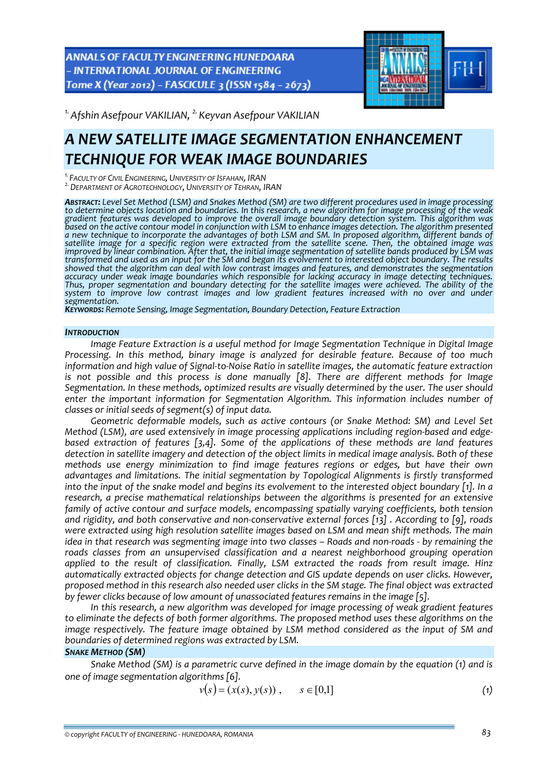[1.] Afshin Asefpour VAKILIAN, [2.] Keyvan Asefpour VAKILIAN

# A NEW SATELLITE IMAGE SEGMENTATION ENHANCEMENT TECHNIQUE FOR WEAK IMAGE BOUNDARIES

[1.] FACULTY OF CIVIL ENGINEERING, UNIVERSITY OF ISFAHAN, IRAN
[2.] DEPARTMENT OF AGROTECHNOLOGY, UNIVERSITY OF TEHRAN, IRAN

**ABSTRACT:** *Level Set Method (LSM) and Snakes Method (SM) are two different procedures used in image processing to determine objects location and boundaries. In this research, a new algorithm for image processing of the weak gradient features was developed to improve the overall image boundary detection system. This algorithm was based on the active contour model in conjunction with LSM to enhance images detection. The algorithm presented a new technique to incorporate the advantages of both LSM and SM. In proposed algorithm, different bands of satellite image for a specific region were extracted from the satellite scene. Then, the obtained image was improved by linear combination. After that, the initial image segmentation of satellite bands produced by LSM was transformed and used as an input for the SM and began its evolvement to interested object boundary. The results showed that the algorithm can deal with low contrast images and features, and demonstrates the segmentation accuracy under weak image boundaries which responsible for lacking accuracy in image detecting techniques. Thus, proper segmentation and boundary detecting for the satellite images were achieved. The ability of the system to improve low contrast images and low gradient features increased with no over and under segmentation.*
**KEYWORDS:** *Remote Sensing, Image Segmentation, Boundary Detection, Feature Extraction*

## INTRODUCTION

*Image Feature Extraction is a useful method for Image Segmentation Technique in Digital Image Processing. In this method, binary image is analyzed for desirable feature. Because of too much information and high value of Signal-to-Noise Ratio in satellite images, the automatic feature extraction is not possible and this process is done manually [8]. There are different methods for Image Segmentation. In these methods, optimized results are visually determined by the user. The user should enter the important information for Segmentation Algorithm. This information includes number of classes or initial seeds of segment(s) of input data.*

*Geometric deformable models, such as active contours (or Snake Method: SM) and Level Set Method (LSM), are used extensively in image processing applications including region-based and edge-based extraction of features [3,4]. Some of the applications of these methods are land features detection in satellite imagery and detection of the object limits in medical image analysis. Both of these methods use energy minimization to find image features regions or edges, but have their own advantages and limitations. The initial segmentation by Topological Alignments is firstly transformed into the input of the snake model and begins its evolvement to the interested object boundary [1]. In a research, a precise mathematical relationships between the algorithms is presented for an extensive family of active contour and surface models, encompassing spatially varying coefficients, both tension and rigidity, and both conservative and non-conservative external forces [13] . According to [9], roads were extracted using high resolution satellite images based on LSM and mean shift methods. The main idea in that research was segmenting image into two classes – Roads and non-roads - by remaining the roads classes from an unsupervised classification and a nearest neighborhood grouping operation applied to the result of classification. Finally, LSM extracted the roads from result image. Hinz automatically extracted objects for change detection and GIS update depends on user clicks. However, proposed method in this research also needed user clicks in the SM stage. The final object was extracted by fewer clicks because of low amount of unassociated features remains in the image [5].*

*In this research, a new algorithm was developed for image processing of weak gradient features to eliminate the defects of both former algorithms. The proposed method uses these algorithms on the image respectively. The feature image obtained by LSM method considered as the input of SM and boundaries of determined regions was extracted by LSM.*

## SNAKE METHOD (SM)

*Snake Method (SM) is a parametric curve defined in the image domain by the equation (1) and is one of image segmentation algorithms [6].*

$$v(s) = (x(s), y(s)) \,, \qquad s \in [0,1] \tag{1}$$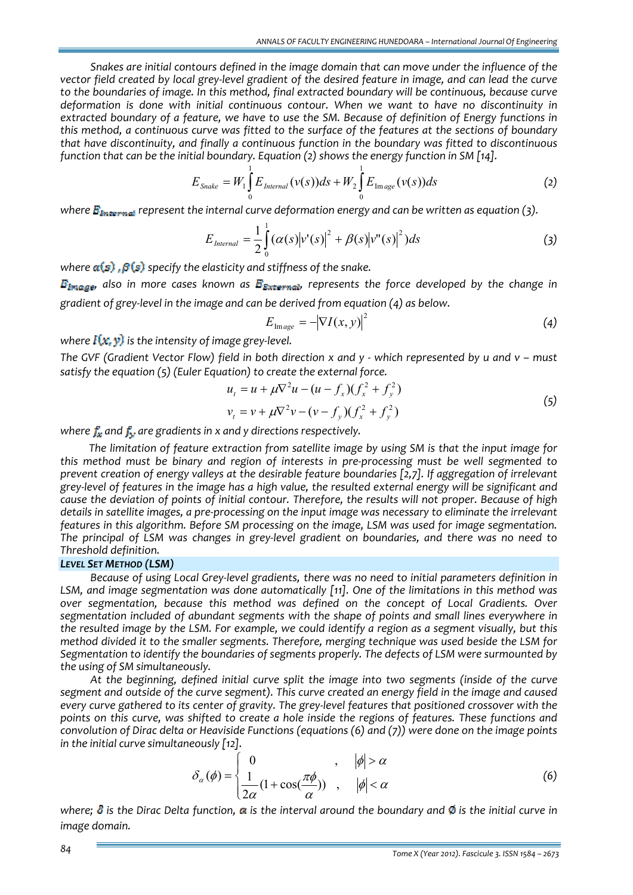*Snakes are initial contours defined in the image domain that can move under the influence of the vector field created by local grey-level gradient of the desired feature in image, and can lead the curve to the boundaries of image. In this method, final extracted boundary will be continuous, because curve deformation is done with initial continuous contour. When we want to have no discontinuity in extracted boundary of a feature, we have to use the SM. Because of definition of Energy functions in this method, a continuous curve was fitted to the surface of the features at the sections of boundary that have discontinuity, and finally a continuous function in the boundary was fitted to discontinuous function that can be the initial boundary. Equation (2) shows the energy function in SM [14].*

$$E_{Snake} = W_1 \int_0^1 E_{Internal}(v(s))ds + W_2 \int_0^1 E_{Image}(v(s))ds \tag{2}$$

*where $E_{Internal}$ represent the internal curve deformation energy and can be written as equation (3).*

$$E_{Internal} = \frac{1}{2}\int_0^1 (\alpha(s)|v'(s)|^2 + \beta(s)|v''(s)|^2)ds \tag{3}$$

*where $\alpha(s)$, $\beta(s)$ specify the elasticity and stiffness of the snake.*

*$E_{Image}$, also in more cases known as $E_{External}$, represents the force developed by the change in gradient of grey-level in the image and can be derived from equation (4) as below.*

$$E_{Image} = -|\nabla I(x,y)|^2 \tag{4}$$

*where $I(x,y)$ is the intensity of image grey-level.*

*The GVF (Gradient Vector Flow) field in both direction x and y - which represented by u and v – must satisfy the equation (5) (Euler Equation) to create the external force.*

$$\begin{aligned} u_t &= u + \mu\nabla^2 u - (u - f_x)(f_x^2 + f_y^2) \\ v_t &= v + \mu\nabla^2 v - (v - f_y)(f_x^2 + f_y^2) \end{aligned} \tag{5}$$

*where $f_x$ and $f_y$ are gradients in x and y directions respectively.*

*The limitation of feature extraction from satellite image by using SM is that the input image for this method must be binary and region of interests in pre-processing must be well segmented to prevent creation of energy valleys at the desirable feature boundaries [2,7]. If aggregation of irrelevant grey-level of features in the image has a high value, the resulted external energy will be significant and cause the deviation of points of initial contour. Therefore, the results will not proper. Because of high details in satellite images, a pre-processing on the input image was necessary to eliminate the irrelevant features in this algorithm. Before SM processing on the image, LSM was used for image segmentation. The principal of LSM was changes in grey-level gradient on boundaries, and there was no need to Threshold definition.*

### *LEVEL SET METHOD (LSM)*

*Because of using Local Grey-level gradients, there was no need to initial parameters definition in LSM, and image segmentation was done automatically [11]. One of the limitations in this method was over segmentation, because this method was defined on the concept of Local Gradients. Over segmentation included of abundant segments with the shape of points and small lines everywhere in the resulted image by the LSM. For example, we could identify a region as a segment visually, but this method divided it to the smaller segments. Therefore, merging technique was used beside the LSM for Segmentation to identify the boundaries of segments properly. The defects of LSM were surmounted by the using of SM simultaneously.*

*At the beginning, defined initial curve split the image into two segments (inside of the curve segment and outside of the curve segment). This curve created an energy field in the image and caused every curve gathered to its center of gravity. The grey-level features that positioned crossover with the points on this curve, was shifted to create a hole inside the regions of features. These functions and convolution of Dirac delta or Heaviside Functions (equations (6) and (7)) were done on the image points in the initial curve simultaneously [12].*

$$\delta_\alpha(\phi) = \begin{cases} 0 & , \quad |\phi| > \alpha \\ \dfrac{1}{2\alpha}\left(1 + \cos\left(\dfrac{\pi\phi}{\alpha}\right)\right) & , \quad |\phi| < \alpha \end{cases} \tag{6}$$

*where; $\delta$ is the Dirac Delta function, $\alpha$ is the interval around the boundary and $\phi$ is the initial curve in image domain.*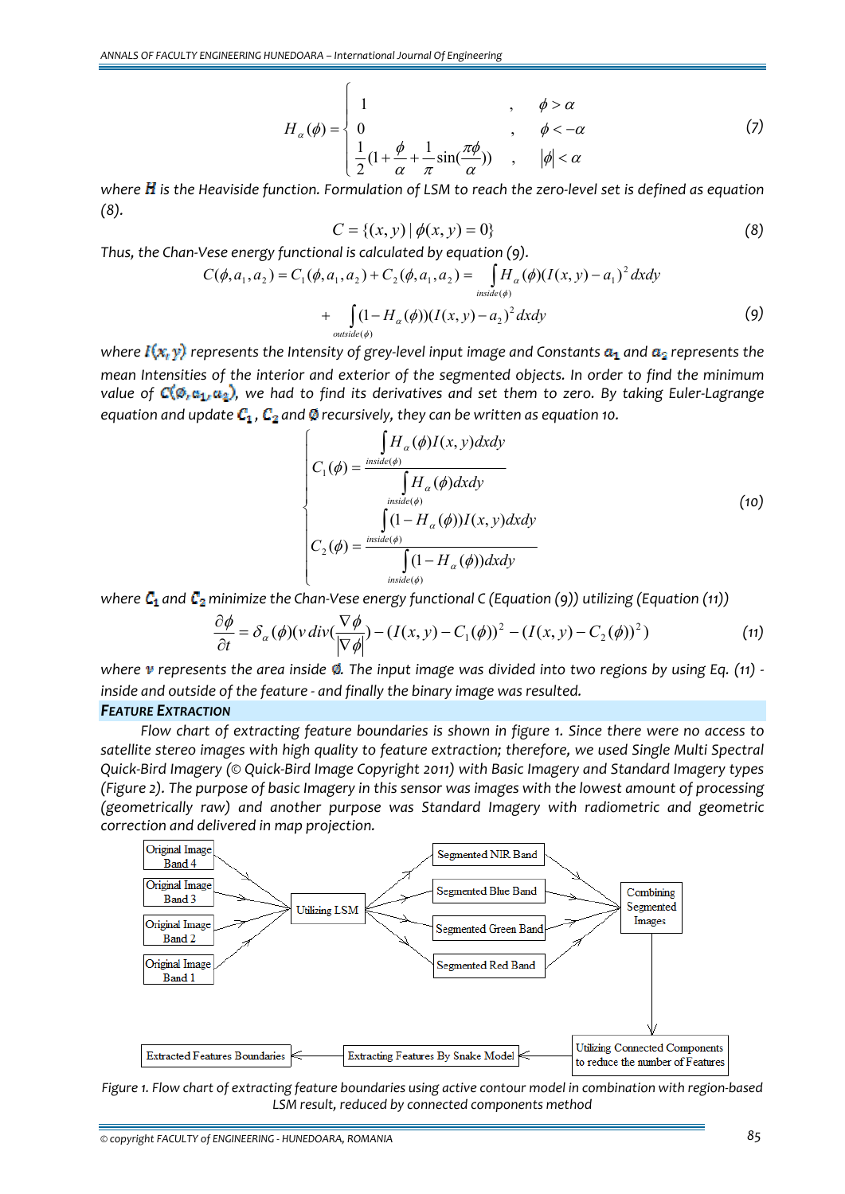$$H_\alpha(\phi) = \begin{cases} 1 & , \quad \phi > \alpha \\ 0 & , \quad \phi < -\alpha \\ \frac{1}{2}\left(1 + \frac{\phi}{\alpha} + \frac{1}{\pi}\sin\left(\frac{\pi\phi}{\alpha}\right)\right) & , \quad |\phi| < \alpha \end{cases} \tag{7}$$

*where $H$ is the Heaviside function. Formulation of LSM to reach the zero-level set is defined as equation (8).*

$$C = \{(x, y) \mid \phi(x, y) = 0\} \tag{8}$$

*Thus, the Chan-Vese energy functional is calculated by equation (9).*

$$C(\phi, a_1, a_2) = C_1(\phi, a_1, a_2) + C_2(\phi, a_1, a_2) = \int_{inside(\phi)} H_\alpha(\phi)(I(x, y) - a_1)^2 dxdy + \int_{outside(\phi)} (1 - H_\alpha(\phi))(I(x, y) - a_2)^2 dxdy \tag{9}$$

*where $I(x, y)$ represents the Intensity of grey-level input image and Constants $a_1$ and $a_2$ represents the mean Intensities of the interior and exterior of the segmented objects. In order to find the minimum value of $C(\phi, a_1, a_2)$, we had to find its derivatives and set them to zero. By taking Euler-Lagrange equation and update $C_1$, $C_2$ and $\phi$ recursively, they can be written as equation 10.*

$$\begin{cases} C_1(\phi) = \dfrac{\int_{inside(\phi)} H_\alpha(\phi) I(x, y) dxdy}{\int_{inside(\phi)} H_\alpha(\phi) dxdy} \\ C_2(\phi) = \dfrac{\int_{inside(\phi)} (1 - H_\alpha(\phi)) I(x, y) dxdy}{\int_{inside(\phi)} (1 - H_\alpha(\phi)) dxdy} \end{cases} \tag{10}$$

*where $C_1$ and $C_2$ minimize the Chan-Vese energy functional C (Equation (9)) utilizing (Equation (11))*

$$\frac{\partial \phi}{\partial t} = \delta_\alpha(\phi)\left(v\, div\left(\frac{\nabla \phi}{|\nabla \phi|}\right) - (I(x, y) - C_1(\phi))^2 - (I(x, y) - C_2(\phi))^2\right) \tag{11}$$

*where $v$ represents the area inside $\phi$. The input image was divided into two regions by using Eq. (11) - inside and outside of the feature - and finally the binary image was resulted.*

## FEATURE EXTRACTION

*Flow chart of extracting feature boundaries is shown in figure 1. Since there were no access to satellite stereo images with high quality to feature extraction; therefore, we used Single Multi Spectral Quick-Bird Imagery (© Quick-Bird Image Copyright 2011) with Basic Imagery and Standard Imagery types (Figure 2). The purpose of basic Imagery in this sensor was images with the lowest amount of processing (geometrically raw) and another purpose was Standard Imagery with radiometric and geometric correction and delivered in map projection.*

Original Image Band 4, Original Image Band 3, Original Image Band 2, Original Image Band 1 → Utilizing LSM → Segmented NIR Band, Segmented Blue Band, Segmented Green Band, Segmented Red Band → Combining Segmented Images → Utilizing Connected Components to reduce the number of Features → Extracting Features By Snake Model → Extracted Features Boundaries

*Figure 1. Flow chart of extracting feature boundaries using active contour model in combination with region-based LSM result, reduced by connected components method*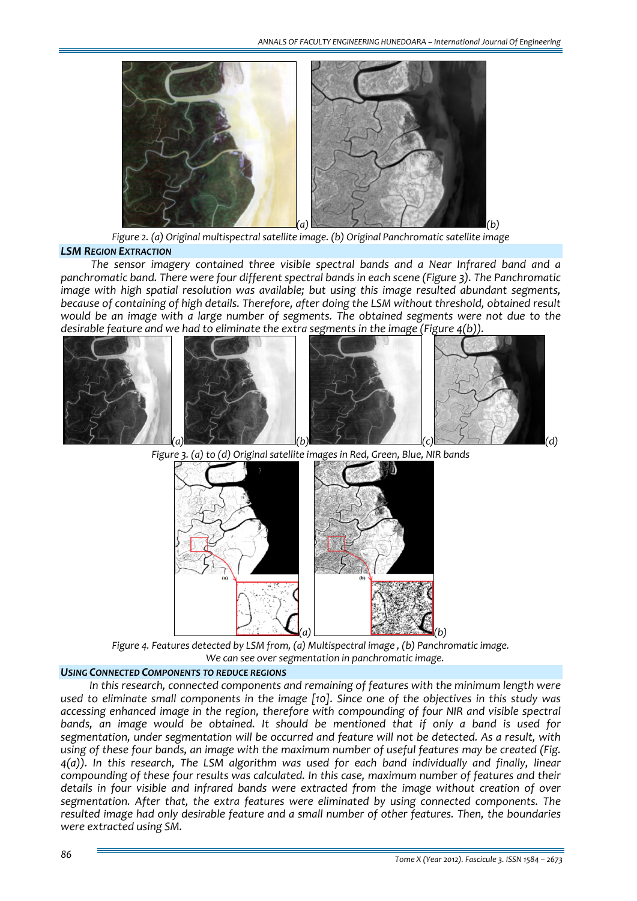Figure 2. (a) Original multispectral satellite image. (b) Original Panchromatic satellite image

### LSM REGION EXTRACTION

The sensor imagery contained three visible spectral bands and a Near Infrared band and a panchromatic band. There were four different spectral bands in each scene (Figure 3). The Panchromatic image with high spatial resolution was available; but using this image resulted abundant segments, because of containing of high details. Therefore, after doing the LSM without threshold, obtained result would be an image with a large number of segments. The obtained segments were not due to the desirable feature and we had to eliminate the extra segments in the image (Figure 4(b)).

Figure 3. (a) to (d) Original satellite images in Red, Green, Blue, NIR bands

Figure 4. Features detected by LSM from, (a) Multispectral image , (b) Panchromatic image. We can see over segmentation in panchromatic image.

### USING CONNECTED COMPONENTS TO REDUCE REGIONS

In this research, connected components and remaining of features with the minimum length were used to eliminate small components in the image [10]. Since one of the objectives in this study was accessing enhanced image in the region, therefore with compounding of four NIR and visible spectral bands, an image would be obtained. It should be mentioned that if only a band is used for segmentation, under segmentation will be occurred and feature will not be detected. As a result, with using of these four bands, an image with the maximum number of useful features may be created (Fig. 4(a)). In this research, The LSM algorithm was used for each band individually and finally, linear compounding of these four results was calculated. In this case, maximum number of features and their details in four visible and infrared bands were extracted from the image without creation of over segmentation. After that, the extra features were eliminated by using connected components. The resulted image had only desirable feature and a small number of other features. Then, the boundaries were extracted using SM.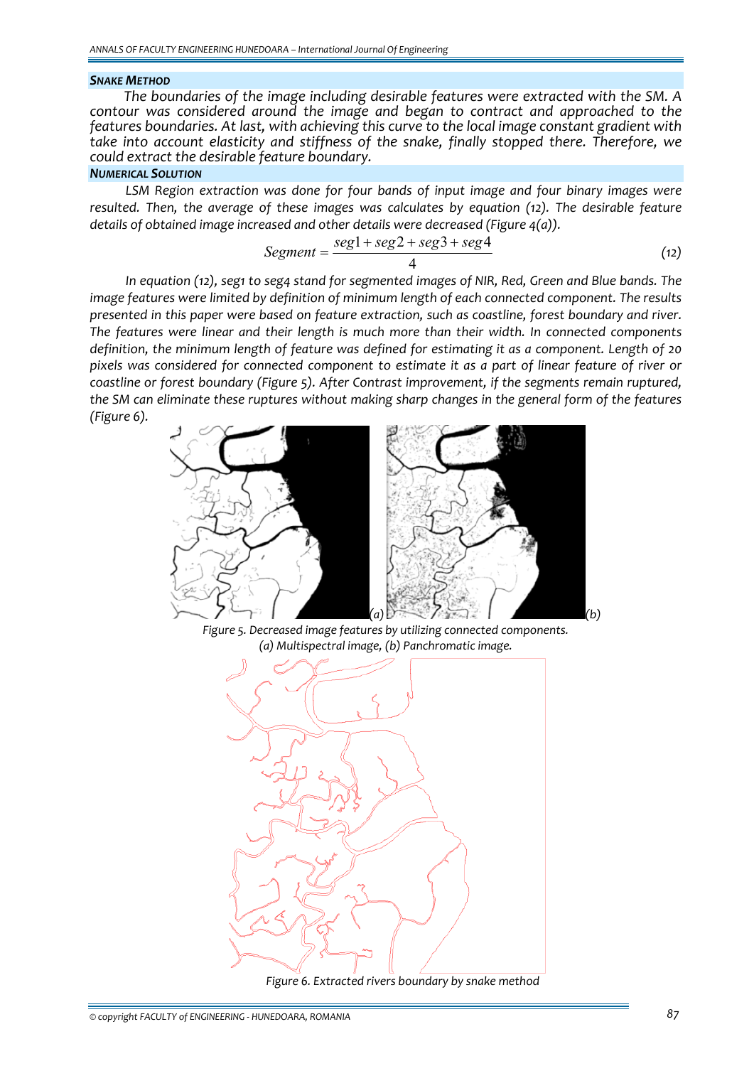### SNAKE METHOD

*The boundaries of the image including desirable features were extracted with the SM. A contour was considered around the image and began to contract and approached to the features boundaries. At last, with achieving this curve to the local image constant gradient with take into account elasticity and stiffness of the snake, finally stopped there. Therefore, we could extract the desirable feature boundary.*

### NUMERICAL SOLUTION

*LSM Region extraction was done for four bands of input image and four binary images were resulted. Then, the average of these images was calculates by equation (12). The desirable feature details of obtained image increased and other details were decreased (Figure 4(a)).*

$$Segment = \frac{seg1 + seg2 + seg3 + seg4}{4} \quad (12)$$

*In equation (12), seg1 to seg4 stand for segmented images of NIR, Red, Green and Blue bands. The image features were limited by definition of minimum length of each connected component. The results presented in this paper were based on feature extraction, such as coastline, forest boundary and river. The features were linear and their length is much more than their width. In connected components definition, the minimum length of feature was defined for estimating it as a component. Length of 20 pixels was considered for connected component to estimate it as a part of linear feature of river or coastline or forest boundary (Figure 5). After Contrast improvement, if the segments remain ruptured, the SM can eliminate these ruptures without making sharp changes in the general form of the features (Figure 6).*

(a) (b)

*Figure 5. Decreased image features by utilizing connected components. (a) Multispectral image, (b) Panchromatic image.*

*Figure 6. Extracted rivers boundary by snake method*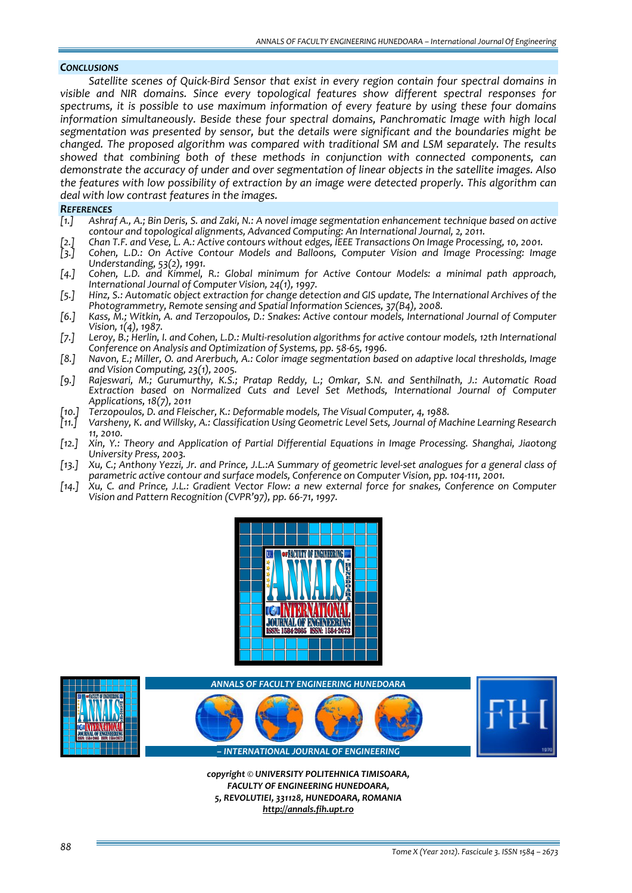## CONCLUSIONS

*Satellite scenes of Quick-Bird Sensor that exist in every region contain four spectral domains in visible and NIR domains. Since every topological features show different spectral responses for spectrums, it is possible to use maximum information of every feature by using these four domains information simultaneously. Beside these four spectral domains, Panchromatic Image with high local segmentation was presented by sensor, but the details were significant and the boundaries might be changed. The proposed algorithm was compared with traditional SM and LSM separately. The results showed that combining both of these methods in conjunction with connected components, can demonstrate the accuracy of under and over segmentation of linear objects in the satellite images. Also the features with low possibility of extraction by an image were detected properly. This algorithm can deal with low contrast features in the images.*

## REFERENCES

[1.] *Ashraf A., A.; Bin Deris, S. and Zaki, N.: A novel image segmentation enhancement technique based on active contour and topological alignments, Advanced Computing: An International Journal, 2, 2011.*

[2.] *Chan T.F. and Vese, L. A.: Active contours without edges, IEEE Transactions On Image Processing, 10, 2001.*

[3.] *Cohen, L.D.: On Active Contour Models and Balloons, Computer Vision and Image Processing: Image Understanding, 53(2), 1991.*

[4.] *Cohen, L.D. and Kimmel, R.: Global minimum for Active Contour Models: a minimal path approach, International Journal of Computer Vision, 24(1), 1997.*

[5.] *Hinz, S.: Automatic object extraction for change detection and GIS update, The International Archives of the Photogrammetry, Remote sensing and Spatial Information Sciences, 37(B4), 2008.*

[6.] *Kass, M.; Witkin, A. and Terzopoulos, D.: Snakes: Active contour models, International Journal of Computer Vision, 1(4), 1987.*

[7.] *Leroy, B.; Herlin, I. and Cohen, L.D.: Multi-resolution algorithms for active contour models, 12th International Conference on Analysis and Optimization of Systems, pp. 58-65, 1996.*

[8.] *Navon, E.; Miller, O. and Arerbuch, A.: Color image segmentation based on adaptive local thresholds, Image and Vision Computing, 23(1), 2005.*

[9.] *Rajeswari, M.; Gurumurthy, K.S.; Pratap Reddy, L.; Omkar, S.N. and Senthilnath, J.: Automatic Road Extraction based on Normalized Cuts and Level Set Methods, International Journal of Computer Applications, 18(7), 2011*

[10.] *Terzopoulos, D. and Fleischer, K.: Deformable models, The Visual Computer, 4, 1988.*

[11.] *Varsheny, K. and Willsky, A.: Classification Using Geometric Level Sets, Journal of Machine Learning Research 11, 2010.*

[12.] *Xin, Y.: Theory and Application of Partial Differential Equations in Image Processing. Shanghai, Jiaotong University Press, 2003.*

[13.] *Xu, C.; Anthony Yezzi, Jr. and Prince, J.L.:A Summary of geometric level-set analogues for a general class of parametric active contour and surface models, Conference on Computer Vision, pp. 104-111, 2001.*

[14.] *Xu, C. and Prince, J.L.: Gradient Vector Flow: a new external force for snakes, Conference on Computer Vision and Pattern Recognition (CVPR'97), pp. 66-71, 1997.*

ANNALS OF FACULTY ENGINEERING HUNEDOARA

– INTERNATIONAL JOURNAL OF ENGINEERING

***copyright © UNIVERSITY POLITEHNICA TIMISOARA, FACULTY OF ENGINEERING HUNEDOARA, 5, REVOLUTIEI, 331128, HUNEDOARA, ROMANIA*** 
**http://annals.fih.upt.ro**